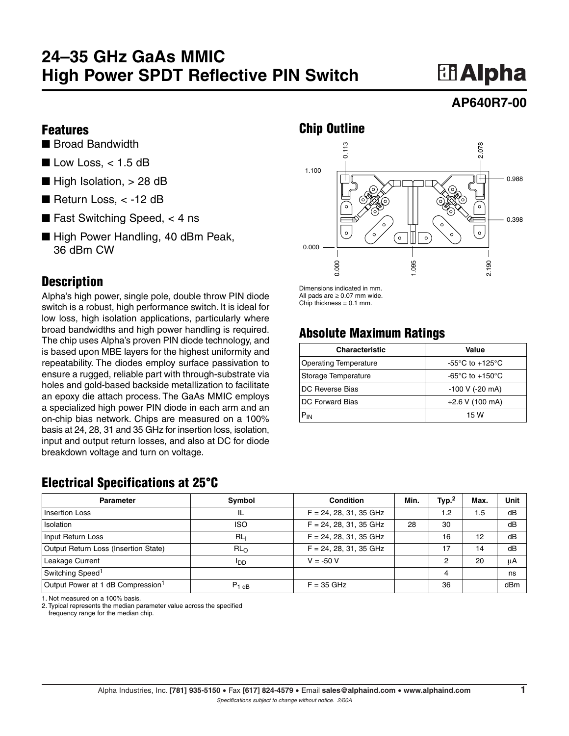# 24–35 GHz GaAs MMIC High Power SPDT Reflective PIN Switch

**AP640R7-00**

## Features

- Broad Bandwidth
- Low Loss, < 1.5 dB
- High Isolation, > 28 dB
- Return Loss, < -12 dB
- Fast Switching Speed, < 4 ns
- High Power Handling, 40 dBm Peak, 36 dBm CW

## Description

Alpha's high power, single pole, double throw PIN diode switch is a robust, high performance switch. It is ideal for low loss, high isolation applications, particularly where broad bandwidths and high power handling is required. The chip uses Alpha's proven PIN diode technology, and is based upon MBE layers for the highest uniformity and repeatability. The diodes employ surface passivation to ensure a rugged, reliable part with through-substrate via holes and gold-based backside metallization to facilitate an epoxy die attach process. The GaAs MMIC employs a specialized high power PIN diode in each arm and an on-chip bias network. Chips are measured on a 100% basis at 24, 28, 31 and 35 GHz for insertion loss, isolation, input and output return losses, and also at DC for diode breakdown voltage and turn on voltage.

## Chip Outline

Dimensions indicated in mm.
All pads are ≥ 0.07 mm wide.
Chip thickness = 0.1 mm.

## Absolute Maximum Ratings

| Characteristic | Value |
|---|---|
| Operating Temperature | -55°C to +125°C |
| Storage Temperature | -65°C to +150°C |
| DC Reverse Bias | -100 V (-20 mA) |
| DC Forward Bias | +2.6 V (100 mA) |
| $P_{IN}$ | 15 W |

## Electrical Specifications at 25°C

| Parameter | Symbol | Condition | Min. | Typ.[2] | Max. | Unit |
|---|---|---|---|---|---|---|
| Insertion Loss | IL | F = 24, 28, 31, 35 GHz | | 1.2 | 1.5 | dB |
| Isolation | ISO | F = 24, 28, 31, 35 GHz | 28 | 30 | | dB |
| Input Return Loss | $RL_I$ | F = 24, 28, 31, 35 GHz | | 16 | 12 | dB |
| Output Return Loss (Insertion State) | $RL_O$ | F = 24, 28, 31, 35 GHz | | 17 | 14 | dB |
| Leakage Current | $I_{DD}$ | V = -50 V | | 2 | 20 | μA |
| Switching Speed[1] | | | | 4 | | ns |
| Output Power at 1 dB Compression[1] | $P_{1\ dB}$ | F = 35 GHz | | 36 | | dBm |

1. Not measured on a 100% basis.
2. Typical represents the median parameter value across the specified frequency range for the median chip.

Alpha Industries, Inc. **[781] 935-5150** • Fax **[617] 824-4579** • Email **sales@alphaind.com** • **www.alphaind.com**

*Specifications subject to change without notice. 2/00A*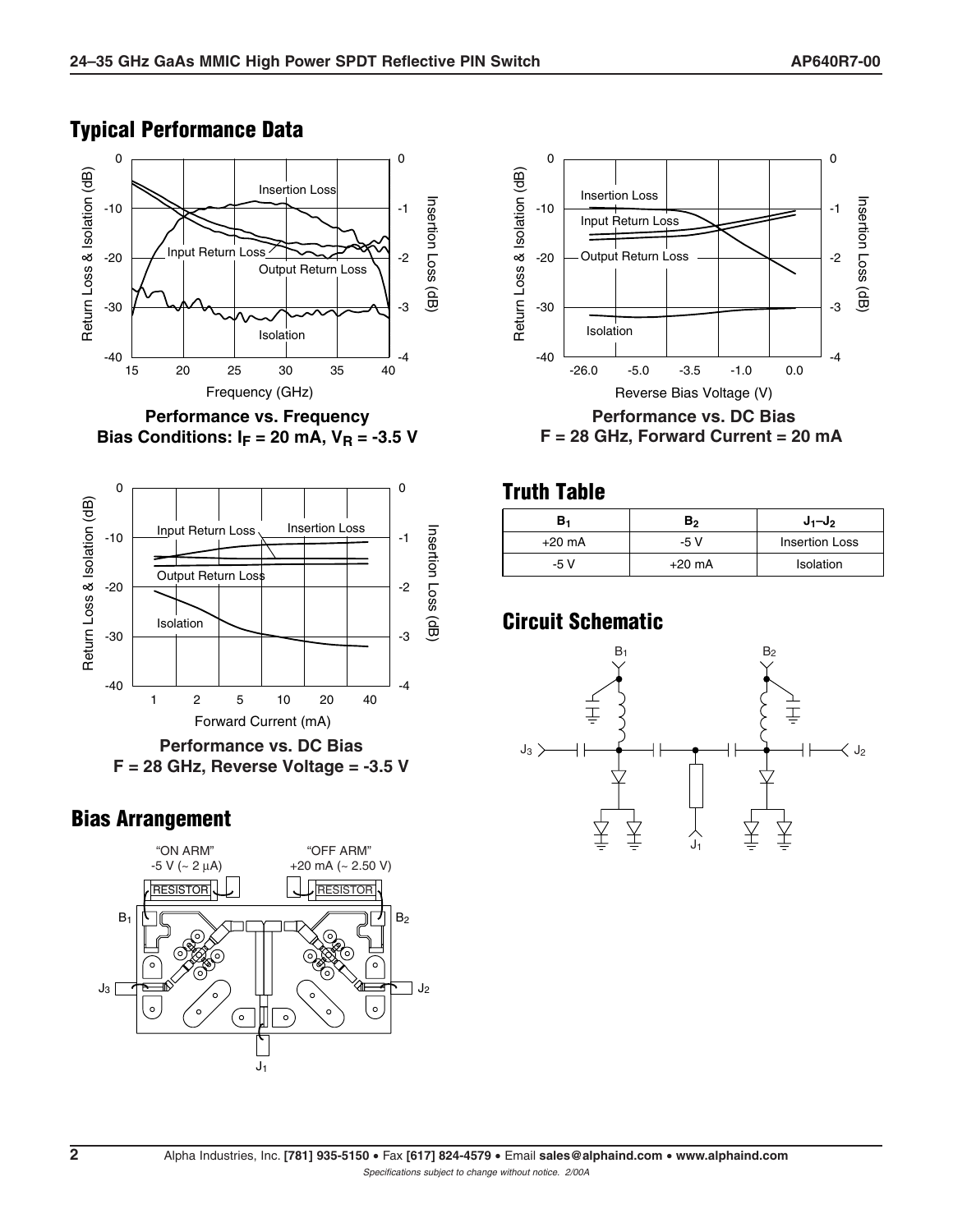## Typical Performance Data

0
-10
-20
-30
-40
Return Loss & Isolation (dB)
0
-1
-2
-3
-4
Insertion Loss (dB)
15 20 25 30 35 40
Frequency (GHz)
Insertion Loss
Input Return Loss
Output Return Loss
Isolation

**Performance vs. Frequency**
**Bias Conditions: $I_F$ = 20 mA, $V_R$ = -3.5 V**

0
-10
-20
-30
-40
Return Loss & Isolation (dB)
0
-1
-2
-3
-4
Insertion Loss (dB)
-26.0 -5.0 -3.5 -1.0 0.0
Reverse Bias Voltage (V)
Insertion Loss
Input Return Loss
Output Return Loss
Isolation

**Performance vs. DC Bias**
**F = 28 GHz, Forward Current = 20 mA**

0
-10
-20
-30
-40
Return Loss & Isolation (dB)
0
-1
-2
-3
-4
Insertion Loss (dB)
1 2 5 10 20 40
Forward Current (mA)
Input Return Loss
Insertion Loss
Output Return Loss
Isolation

**Performance vs. DC Bias**
**F = 28 GHz, Reverse Voltage = -3.5 V**

## Truth Table

| $B_1$ | $B_2$ | $J_1$–$J_2$ |
|---|---|---|
| +20 mA | -5 V | Insertion Loss |
| -5 V | +20 mA | Isolation |

## Circuit Schematic

$B_1$
$B_2$
$J_3$
$J_2$
$J_1$

## Bias Arrangement

"ON ARM"
-5 V (~ 2 µA)
"OFF ARM"
+20 mA (~ 2.50 V)
RESISTOR
RESISTOR
$B_1$
$B_2$
$J_3$
$J_2$
$J_1$